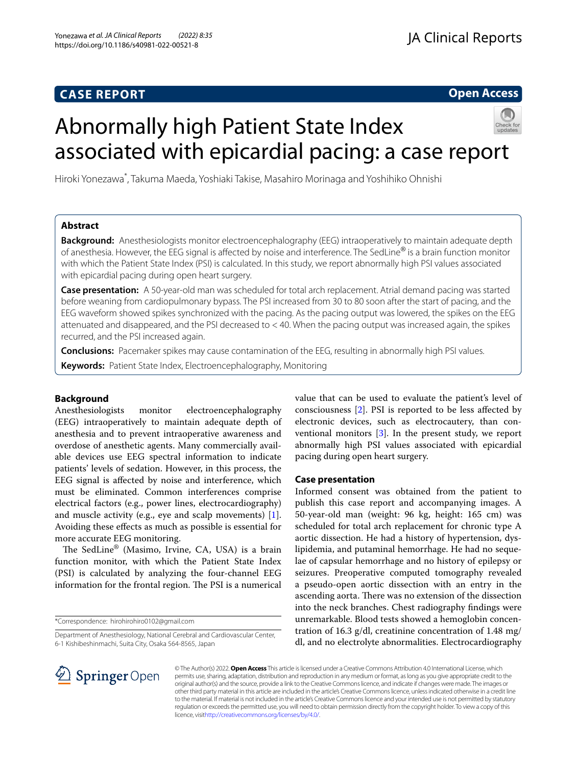CASE REPORT

Open Access

# Abnormally high Patient State Index associated with epicardial pacing: a case report

Hiroki Yonezawa*, Takuma Maeda, Yoshiaki Takise, Masahiro Morinaga and Yoshihiko Ohnishi

## Abstract

**Background:** Anesthesiologists monitor electroencephalography (EEG) intraoperatively to maintain adequate depth of anesthesia. However, the EEG signal is affected by noise and interference. The SedLine® is a brain function monitor with which the Patient State Index (PSI) is calculated. In this study, we report abnormally high PSI values associated with epicardial pacing during open heart surgery.

**Case presentation:** A 50-year-old man was scheduled for total arch replacement. Atrial demand pacing was started before weaning from cardiopulmonary bypass. The PSI increased from 30 to 80 soon after the start of pacing, and the EEG waveform showed spikes synchronized with the pacing. As the pacing output was lowered, the spikes on the EEG attenuated and disappeared, and the PSI decreased to < 40. When the pacing output was increased again, the spikes recurred, and the PSI increased again.

**Conclusions:** Pacemaker spikes may cause contamination of the EEG, resulting in abnormally high PSI values.

**Keywords:** Patient State Index, Electroencephalography, Monitoring

## Background

Anesthesiologists monitor electroencephalography (EEG) intraoperatively to maintain adequate depth of anesthesia and to prevent intraoperative awareness and overdose of anesthetic agents. Many commercially available devices use EEG spectral information to indicate patients' levels of sedation. However, in this process, the EEG signal is affected by noise and interference, which must be eliminated. Common interferences comprise electrical factors (e.g., power lines, electrocardiography) and muscle activity (e.g., eye and scalp movements) [1]. Avoiding these effects as much as possible is essential for more accurate EEG monitoring.

The SedLine® (Masimo, Irvine, CA, USA) is a brain function monitor, with which the Patient State Index (PSI) is calculated by analyzing the four-channel EEG information for the frontal region. The PSI is a numerical value that can be used to evaluate the patient's level of consciousness [2]. PSI is reported to be less affected by electronic devices, such as electrocautery, than conventional monitors [3]. In the present study, we report abnormally high PSI values associated with epicardial pacing during open heart surgery.

## Case presentation

Informed consent was obtained from the patient to publish this case report and accompanying images. A 50-year-old man (weight: 96 kg, height: 165 cm) was scheduled for total arch replacement for chronic type A aortic dissection. He had a history of hypertension, dyslipidemia, and putaminal hemorrhage. He had no sequelae of capsular hemorrhage and no history of epilepsy or seizures. Preoperative computed tomography revealed a pseudo-open aortic dissection with an entry in the ascending aorta. There was no extension of the dissection into the neck branches. Chest radiography findings were unremarkable. Blood tests showed a hemoglobin concentration of 16.3 g/dl, creatinine concentration of 1.48 mg/dl, and no electrolyte abnormalities. Electrocardiography

*Correspondence: hirohirohiro0102@gmail.com

Department of Anesthesiology, National Cerebral and Cardiovascular Center, 6-1 Kishibeshinmachi, Suita City, Osaka 564-8565, Japan

© The Author(s) 2022. **Open Access** This article is licensed under a Creative Commons Attribution 4.0 International License, which permits use, sharing, adaptation, distribution and reproduction in any medium or format, as long as you give appropriate credit to the original author(s) and the source, provide a link to the Creative Commons licence, and indicate if changes were made. The images or other third party material in this article are included in the article's Creative Commons licence, unless indicated otherwise in a credit line to the material. If material is not included in the article's Creative Commons licence and your intended use is not permitted by statutory regulation or exceeds the permitted use, you will need to obtain permission directly from the copyright holder. To view a copy of this licence, visit http://creativecommons.org/licenses/by/4.0/.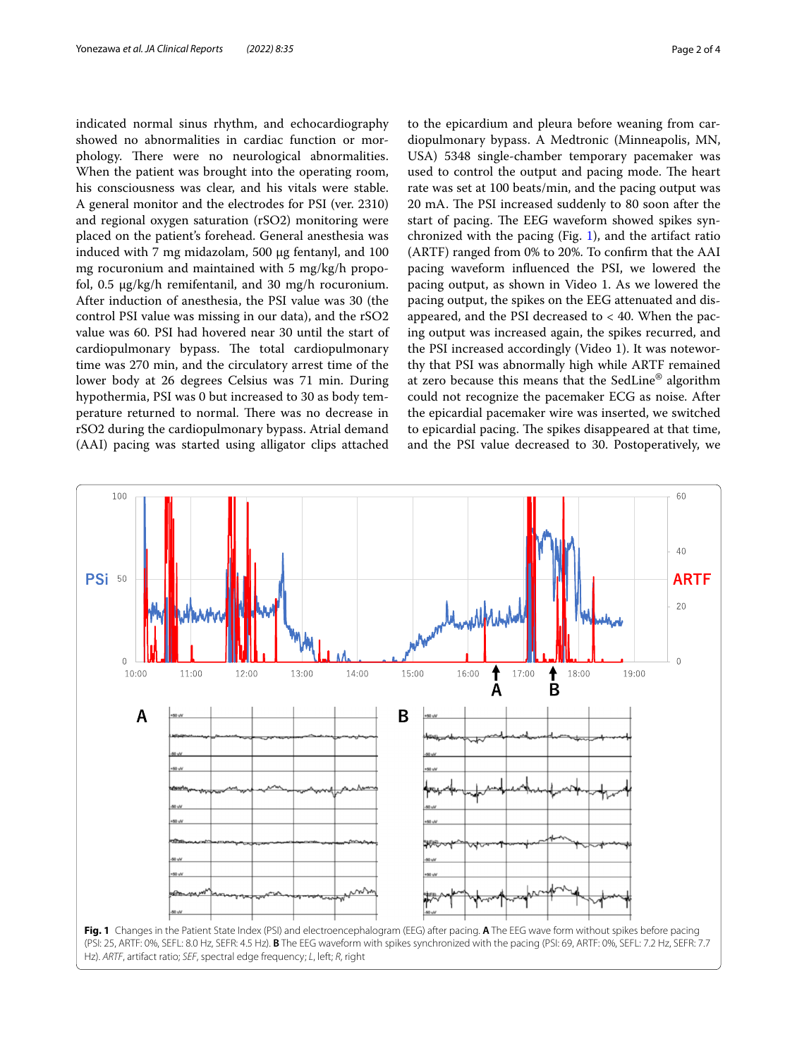indicated normal sinus rhythm, and echocardiography showed no abnormalities in cardiac function or morphology. There were no neurological abnormalities. When the patient was brought into the operating room, his consciousness was clear, and his vitals were stable. A general monitor and the electrodes for PSI (ver. 2310) and regional oxygen saturation (rSO2) monitoring were placed on the patient's forehead. General anesthesia was induced with 7 mg midazolam, 500 μg fentanyl, and 100 mg rocuronium and maintained with 5 mg/kg/h propofol, 0.5 μg/kg/h remifentanil, and 30 mg/h rocuronium. After induction of anesthesia, the PSI value was 30 (the control PSI value was missing in our data), and the rSO2 value was 60. PSI had hovered near 30 until the start of cardiopulmonary bypass. The total cardiopulmonary time was 270 min, and the circulatory arrest time of the lower body at 26 degrees Celsius was 71 min. During hypothermia, PSI was 0 but increased to 30 as body temperature returned to normal. There was no decrease in rSO2 during the cardiopulmonary bypass. Atrial demand (AAI) pacing was started using alligator clips attached to the epicardium and pleura before weaning from cardiopulmonary bypass. A Medtronic (Minneapolis, MN, USA) 5348 single-chamber temporary pacemaker was used to control the output and pacing mode. The heart rate was set at 100 beats/min, and the pacing output was 20 mA. The PSI increased suddenly to 80 soon after the start of pacing. The EEG waveform showed spikes synchronized with the pacing (Fig. 1), and the artifact ratio (ARTF) ranged from 0% to 20%. To confirm that the AAI pacing waveform influenced the PSI, we lowered the pacing output, as shown in Video 1. As we lowered the pacing output, the spikes on the EEG attenuated and disappeared, and the PSI decreased to < 40. When the pacing output was increased again, the spikes recurred, and the PSI increased accordingly (Video 1). It was noteworthy that PSI was abnormally high while ARTF remained at zero because this means that the SedLine® algorithm could not recognize the pacemaker ECG as noise. After the epicardial pacemaker wire was inserted, we switched to epicardial pacing. The spikes disappeared at that time, and the PSI value decreased to 30. Postoperatively, we

**Fig. 1** Changes in the Patient State Index (PSI) and electroencephalogram (EEG) after pacing. **A** The EEG wave form without spikes before pacing (PSI: 25, ARTF: 0%, SEFL: 8.0 Hz, SEFR: 4.5 Hz). **B** The EEG waveform with spikes synchronized with the pacing (PSI: 69, ARTF: 0%, SEFL: 7.2 Hz, SEFR: 7.7 Hz). *ARTF*, artifact ratio; *SEF*, spectral edge frequency; *L*, left; *R*, right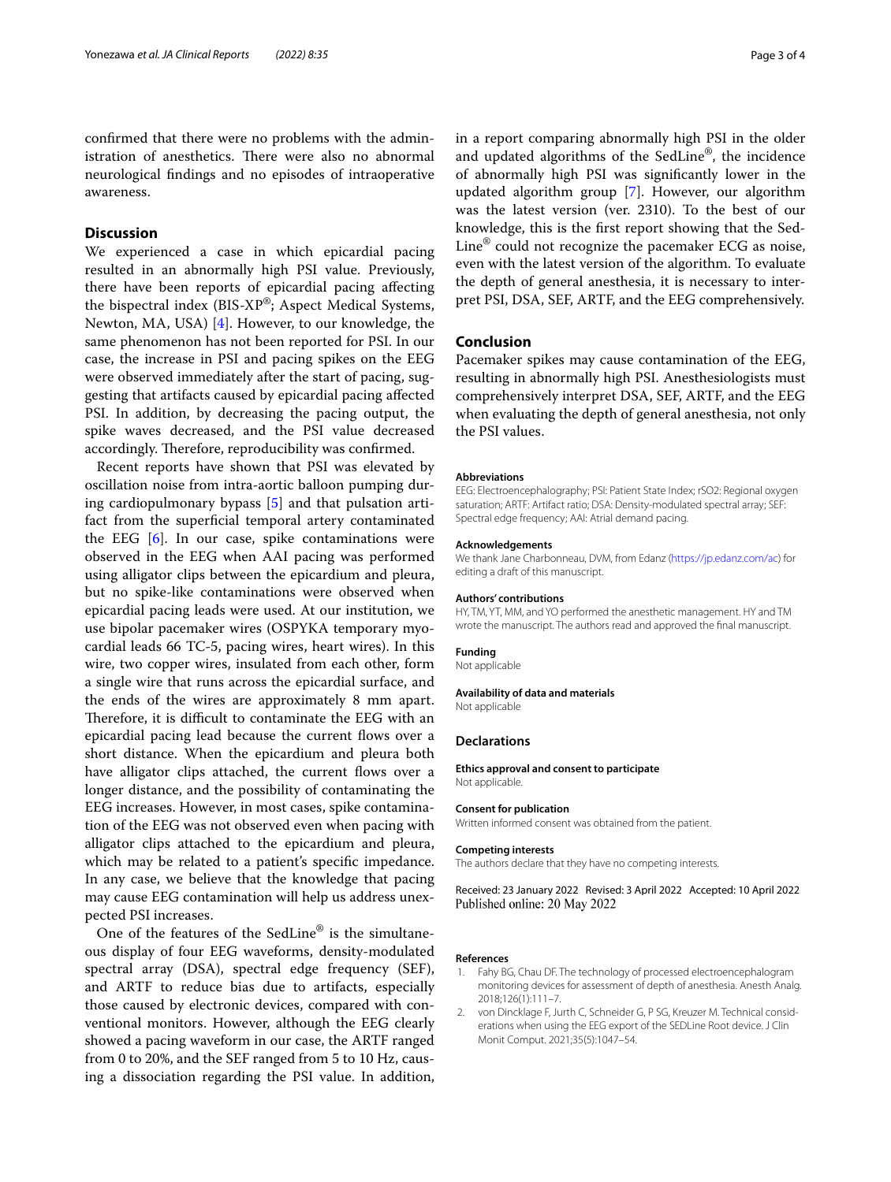confirmed that there were no problems with the administration of anesthetics. There were also no abnormal neurological findings and no episodes of intraoperative awareness.

## Discussion

We experienced a case in which epicardial pacing resulted in an abnormally high PSI value. Previously, there have been reports of epicardial pacing affecting the bispectral index (BIS-XP®; Aspect Medical Systems, Newton, MA, USA) [4]. However, to our knowledge, the same phenomenon has not been reported for PSI. In our case, the increase in PSI and pacing spikes on the EEG were observed immediately after the start of pacing, suggesting that artifacts caused by epicardial pacing affected PSI. In addition, by decreasing the pacing output, the spike waves decreased, and the PSI value decreased accordingly. Therefore, reproducibility was confirmed.

Recent reports have shown that PSI was elevated by oscillation noise from intra-aortic balloon pumping during cardiopulmonary bypass [5] and that pulsation artifact from the superficial temporal artery contaminated the EEG [6]. In our case, spike contaminations were observed in the EEG when AAI pacing was performed using alligator clips between the epicardium and pleura, but no spike-like contaminations were observed when epicardial pacing leads were used. At our institution, we use bipolar pacemaker wires (OSPYKA temporary myocardial leads 66 TC-5, pacing wires, heart wires). In this wire, two copper wires, insulated from each other, form a single wire that runs across the epicardial surface, and the ends of the wires are approximately 8 mm apart. Therefore, it is difficult to contaminate the EEG with an epicardial pacing lead because the current flows over a short distance. When the epicardium and pleura both have alligator clips attached, the current flows over a longer distance, and the possibility of contaminating the EEG increases. However, in most cases, spike contamination of the EEG was not observed even when pacing with alligator clips attached to the epicardium and pleura, which may be related to a patient's specific impedance. In any case, we believe that the knowledge that pacing may cause EEG contamination will help us address unexpected PSI increases.

One of the features of the SedLine® is the simultaneous display of four EEG waveforms, density-modulated spectral array (DSA), spectral edge frequency (SEF), and ARTF to reduce bias due to artifacts, especially those caused by electronic devices, compared with conventional monitors. However, although the EEG clearly showed a pacing waveform in our case, the ARTF ranged from 0 to 20%, and the SEF ranged from 5 to 10 Hz, causing a dissociation regarding the PSI value. In addition, in a report comparing abnormally high PSI in the older and updated algorithms of the SedLine®, the incidence of abnormally high PSI was significantly lower in the updated algorithm group [7]. However, our algorithm was the latest version (ver. 2310). To the best of our knowledge, this is the first report showing that the SedLine® could not recognize the pacemaker ECG as noise, even with the latest version of the algorithm. To evaluate the depth of general anesthesia, it is necessary to interpret PSI, DSA, SEF, ARTF, and the EEG comprehensively.

## Conclusion

Pacemaker spikes may cause contamination of the EEG, resulting in abnormally high PSI. Anesthesiologists must comprehensively interpret DSA, SEF, ARTF, and the EEG when evaluating the depth of general anesthesia, not only the PSI values.

#### Abbreviations

EEG: Electroencephalography; PSI: Patient State Index; rSO2: Regional oxygen saturation; ARTF: Artifact ratio; DSA: Density-modulated spectral array; SEF: Spectral edge frequency; AAI: Atrial demand pacing.

#### Acknowledgements

We thank Jane Charbonneau, DVM, from Edanz (https://jp.edanz.com/ac) for editing a draft of this manuscript.

#### Authors' contributions

HY, TM, YT, MM, and YO performed the anesthetic management. HY and TM wrote the manuscript. The authors read and approved the final manuscript.

#### Funding

Not applicable

#### Availability of data and materials

Not applicable

### Declarations

#### Ethics approval and consent to participate

Not applicable.

#### Consent for publication

Written informed consent was obtained from the patient.

#### Competing interests

The authors declare that they have no competing interests.

Received: 23 January 2022 Revised: 3 April 2022 Accepted: 10 April 2022
Published online: 20 May 2022

#### References

1. Fahy BG, Chau DF. The technology of processed electroencephalogram monitoring devices for assessment of depth of anesthesia. Anesth Analg. 2018;126(1):111–7.
2. von Dincklage F, Jurth C, Schneider G, P SG, Kreuzer M. Technical considerations when using the EEG export of the SEDLine Root device. J Clin Monit Comput. 2021;35(5):1047–54.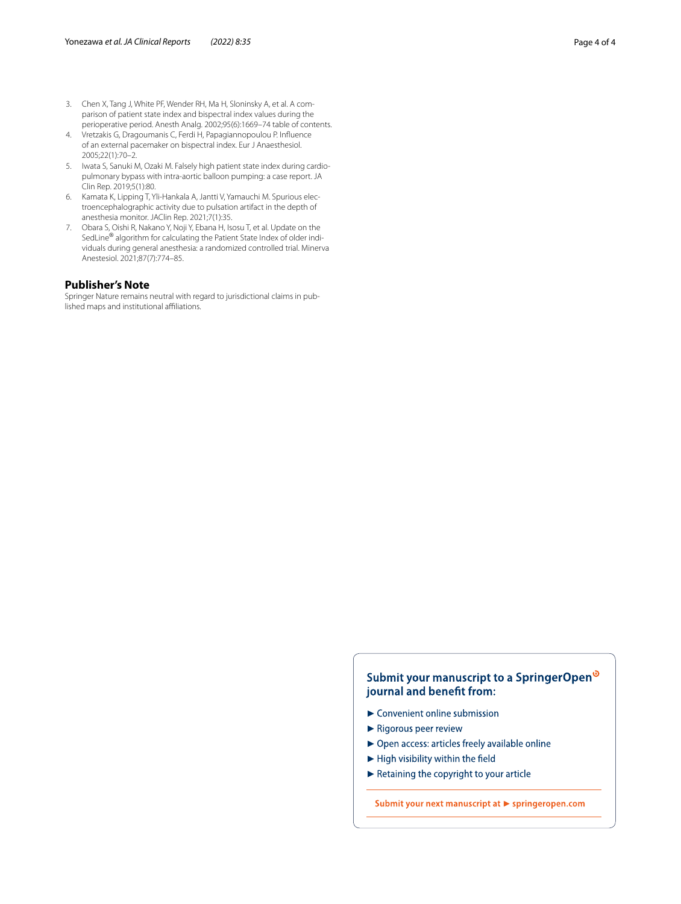3. Chen X, Tang J, White PF, Wender RH, Ma H, Sloninsky A, et al. A comparison of patient state index and bispectral index values during the perioperative period. Anesth Analg. 2002;95(6):1669–74 table of contents.
4. Vretzakis G, Dragoumanis C, Ferdi H, Papagiannopoulou P. Influence of an external pacemaker on bispectral index. Eur J Anaesthesiol. 2005;22(1):70–2.
5. Iwata S, Sanuki M, Ozaki M. Falsely high patient state index during cardiopulmonary bypass with intra-aortic balloon pumping: a case report. JA Clin Rep. 2019;5(1):80.
6. Kamata K, Lipping T, Yli-Hankala A, Jantti V, Yamauchi M. Spurious electroencephalographic activity due to pulsation artifact in the depth of anesthesia monitor. JAClin Rep. 2021;7(1):35.
7. Obara S, Oishi R, Nakano Y, Noji Y, Ebana H, Isosu T, et al. Update on the SedLine® algorithm for calculating the Patient State Index of older individuals during general anesthesia: a randomized controlled trial. Minerva Anestesiol. 2021;87(7):774–85.

## Publisher's Note

Springer Nature remains neutral with regard to jurisdictional claims in published maps and institutional affiliations.

**Submit your manuscript to a SpringerOpen journal and benefit from:**

- ► Convenient online submission
- ► Rigorous peer review
- ► Open access: articles freely available online
- ► High visibility within the field
- ► Retaining the copyright to your article

**Submit your next manuscript at ► springeropen.com**